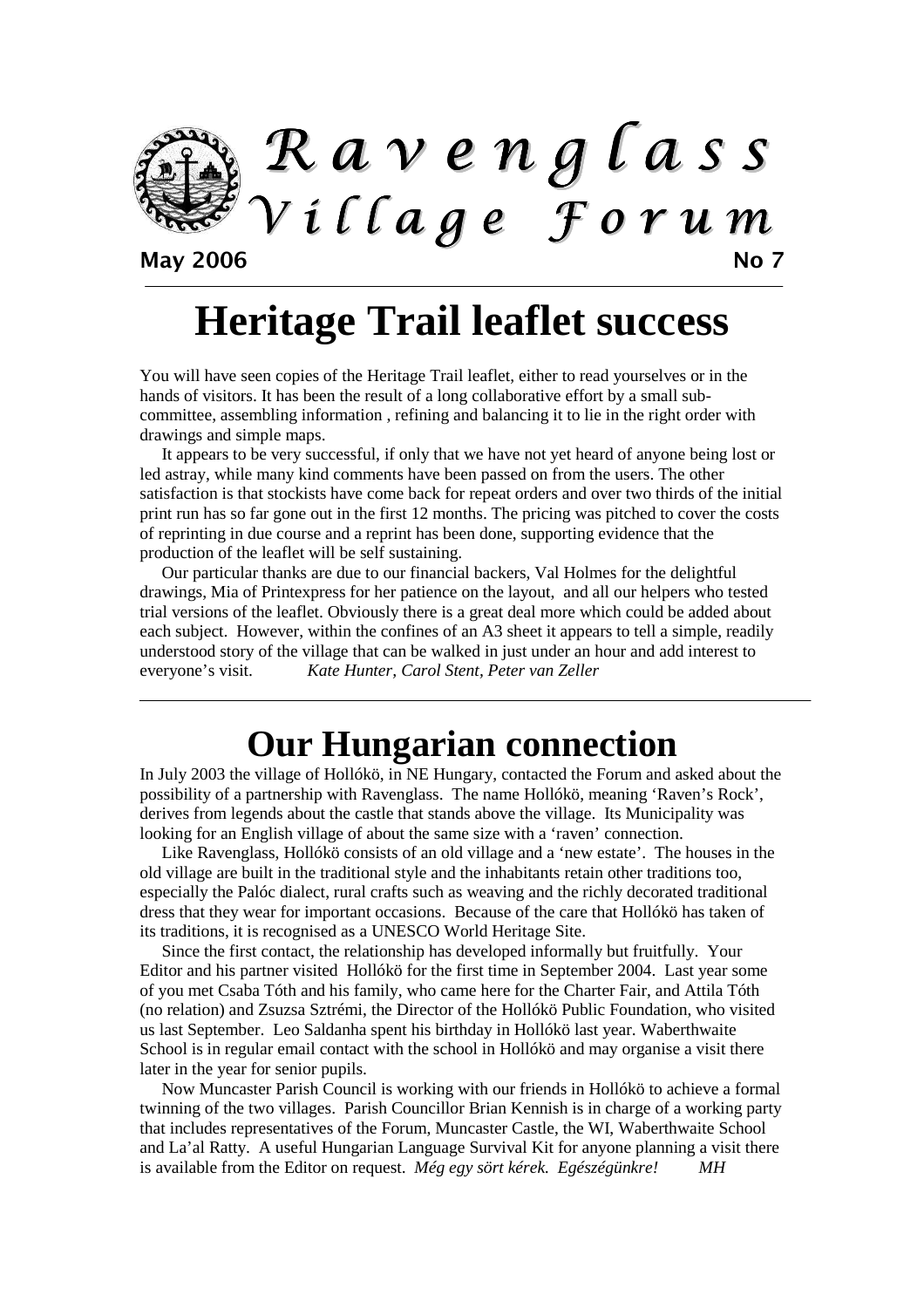# Ravenglass Village Forum

**May 2006** **No 7**

# Heritage Trail leaflet success

You will have seen copies of the Heritage Trail leaflet, either to read yourselves or in the hands of visitors. It has been the result of a long collaborative effort by a small sub-committee, assembling information , refining and balancing it to lie in the right order with drawings and simple maps.

It appears to be very successful, if only that we have not yet heard of anyone being lost or led astray, while many kind comments have been passed on from the users. The other satisfaction is that stockists have come back for repeat orders and over two thirds of the initial print run has so far gone out in the first 12 months. The pricing was pitched to cover the costs of reprinting in due course and a reprint has been done, supporting evidence that the production of the leaflet will be self sustaining.

Our particular thanks are due to our financial backers, Val Holmes for the delightful drawings, Mia of Printexpress for her patience on the layout, and all our helpers who tested trial versions of the leaflet. Obviously there is a great deal more which could be added about each subject. However, within the confines of an A3 sheet it appears to tell a simple, readily understood story of the village that can be walked in just under an hour and add interest to everyone's visit. *Kate Hunter, Carol Stent, Peter van Zeller*

# Our Hungarian connection

In July 2003 the village of Hollókö, in NE Hungary, contacted the Forum and asked about the possibility of a partnership with Ravenglass. The name Hollókö, meaning 'Raven's Rock', derives from legends about the castle that stands above the village. Its Municipality was looking for an English village of about the same size with a 'raven' connection.

Like Ravenglass, Hollókö consists of an old village and a 'new estate'. The houses in the old village are built in the traditional style and the inhabitants retain other traditions too, especially the Palóc dialect, rural crafts such as weaving and the richly decorated traditional dress that they wear for important occasions. Because of the care that Hollókö has taken of its traditions, it is recognised as a UNESCO World Heritage Site.

Since the first contact, the relationship has developed informally but fruitfully. Your Editor and his partner visited Hollókö for the first time in September 2004. Last year some of you met Csaba Tóth and his family, who came here for the Charter Fair, and Attila Tóth (no relation) and Zsuzsa Sztrémi, the Director of the Hollókö Public Foundation, who visited us last September. Leo Saldanha spent his birthday in Hollókö last year. Waberthwaite School is in regular email contact with the school in Hollókö and may organise a visit there later in the year for senior pupils.

Now Muncaster Parish Council is working with our friends in Hollókö to achieve a formal twinning of the two villages. Parish Councillor Brian Kennish is in charge of a working party that includes representatives of the Forum, Muncaster Castle, the WI, Waberthwaite School and La'al Ratty. A useful Hungarian Language Survival Kit for anyone planning a visit there is available from the Editor on request. *Még egy sört kérek. Egészégünkre! MH*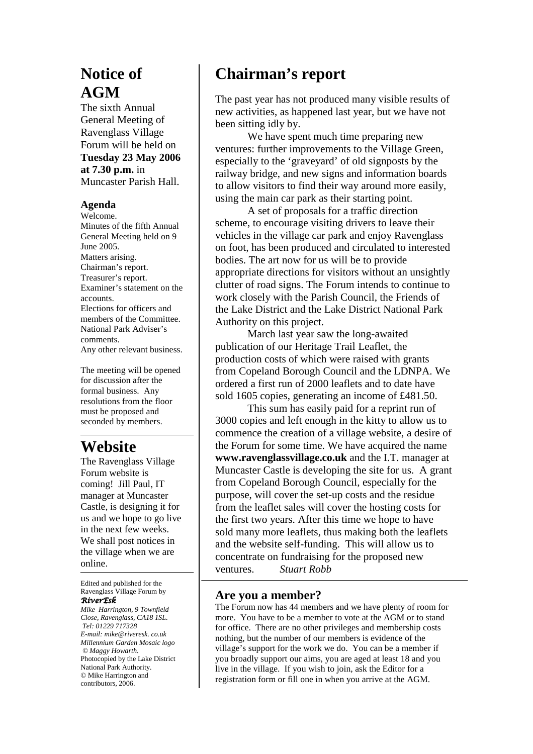## Notice of AGM

The sixth Annual General Meeting of Ravenglass Village Forum will be held on **Tuesday 23 May 2006 at 7.30 p.m.** in Muncaster Parish Hall.

### Agenda

Welcome.
Minutes of the fifth Annual General Meeting held on 9 June 2005.
Matters arising.
Chairman's report.
Treasurer's report.
Examiner's statement on the accounts.
Elections for officers and members of the Committee.
National Park Adviser's comments.
Any other relevant business.

The meeting will be opened for discussion after the formal business. Any resolutions from the floor must be proposed and seconded by members.

## Website

The Ravenglass Village Forum website is coming! Jill Paul, IT manager at Muncaster Castle, is designing it for us and we hope to go live in the next few weeks. We shall post notices in the village when we are online.

Edited and published for the Ravenglass Village Forum by
*RiverEsk*
*Mike Harrington, 9 Townfield Close, Ravenglass, CA18 1SL.*
*Tel: 01229 717328*
*E-mail: mike@riveresk. co.uk*
*Millennium Garden Mosaic logo © Maggy Howarth.*
Photocopied by the Lake District National Park Authority.
© Mike Harrington and contributors, 2006.

## Chairman's report

The past year has not produced many visible results of new activities, as happened last year, but we have not been sitting idly by.

We have spent much time preparing new ventures: further improvements to the Village Green, especially to the 'graveyard' of old signposts by the railway bridge, and new signs and information boards to allow visitors to find their way around more easily, using the main car park as their starting point.

A set of proposals for a traffic direction scheme, to encourage visiting drivers to leave their vehicles in the village car park and enjoy Ravenglass on foot, has been produced and circulated to interested bodies. The art now for us will be to provide appropriate directions for visitors without an unsightly clutter of road signs. The Forum intends to continue to work closely with the Parish Council, the Friends of the Lake District and the Lake District National Park Authority on this project.

March last year saw the long-awaited publication of our Heritage Trail Leaflet, the production costs of which were raised with grants from Copeland Borough Council and the LDNPA. We ordered a first run of 2000 leaflets and to date have sold 1605 copies, generating an income of £481.50.

This sum has easily paid for a reprint run of 3000 copies and left enough in the kitty to allow us to commence the creation of a village website, a desire of the Forum for some time. We have acquired the name **www.ravenglassvillage.co.uk** and the I.T. manager at Muncaster Castle is developing the site for us. A grant from Copeland Borough Council, especially for the purpose, will cover the set-up costs and the residue from the leaflet sales will cover the hosting costs for the first two years. After this time we hope to have sold many more leaflets, thus making both the leaflets and the website self-funding. This will allow us to concentrate on fundraising for the proposed new ventures. *Stuart Robb*

### Are you a member?

The Forum now has 44 members and we have plenty of room for more. You have to be a member to vote at the AGM or to stand for office. There are no other privileges and membership costs nothing, but the number of our members is evidence of the village's support for the work we do. You can be a member if you broadly support our aims, you are aged at least 18 and you live in the village. If you wish to join, ask the Editor for a registration form or fill one in when you arrive at the AGM.